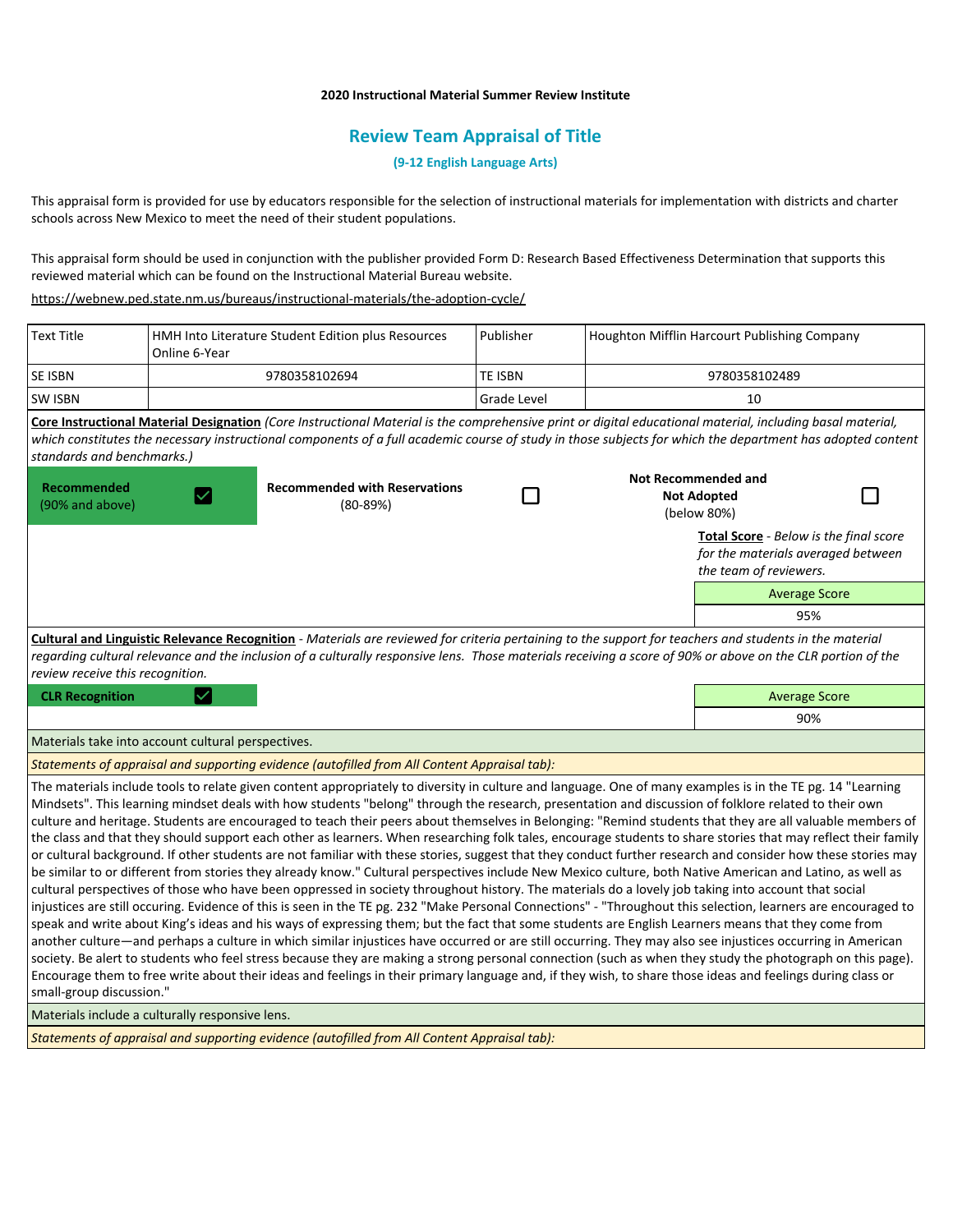**2020 Instructional Material Summer Review Institute**

# Review Team Appraisal of Title

**(9-12 English Language Arts)**

This appraisal form is provided for use by educators responsible for the selection of instructional materials for implementation with districts and charter schools across New Mexico to meet the need of their student populations.

This appraisal form should be used in conjunction with the publisher provided Form D: Research Based Effectiveness Determination that supports this reviewed material which can be found on the Instructional Material Bureau website.

https://webnew.ped.state.nm.us/bureaus/instructional-materials/the-adoption-cycle/

| Text Title | HMH Into Literature Student Edition plus Resources Online 6-Year | Publisher | Houghton Mifflin Harcourt Publishing Company |
|---|---|---|---|
| SE ISBN | 9780358102694 | TE ISBN | 9780358102489 |
| SW ISBN | | Grade Level | 10 |

**Core Instructional Material Designation** *(Core Instructional Material is the comprehensive print or digital educational material, including basal material, which constitutes the necessary instructional components of a full academic course of study in those subjects for which the department has adopted content standards and benchmarks.)*

| Recommended (90% and above) | ☑ | Recommended with Reservations (80-89%) | ☐ | Not Recommended and Not Adopted (below 80%) | ☐ |
|---|---|---|---|---|---|

**Total Score** - *Below is the final score for the materials averaged between the team of reviewers.*

| Average Score |
|---|
| 95% |

**Cultural and Linguistic Relevance Recognition** - *Materials are reviewed for criteria pertaining to the support for teachers and students in the material regarding cultural relevance and the inclusion of a culturally responsive lens. Those materials receiving a score of 90% or above on the CLR portion of the review receive this recognition.*

| CLR Recognition | ☑ | Average Score |
|---|---|---|
| | | 90% |

Materials take into account cultural perspectives.

*Statements of appraisal and supporting evidence (autofilled from All Content Appraisal tab):*

The materials include tools to relate given content appropriately to diversity in culture and language. One of many examples is in the TE pg. 14 "Learning Mindsets". This learning mindset deals with how students "belong" through the research, presentation and discussion of folklore related to their own culture and heritage. Students are encouraged to teach their peers about themselves in Belonging: "Remind students that they are all valuable members of the class and that they should support each other as learners. When researching folk tales, encourage students to share stories that may reflect their family or cultural background. If other students are not familiar with these stories, suggest that they conduct further research and consider how these stories may be similar to or different from stories they already know." Cultural perspectives include New Mexico culture, both Native American and Latino, as well as cultural perspectives of those who have been oppressed in society throughout history. The materials do a lovely job taking into account that social injustices are still occuring. Evidence of this is seen in the TE pg. 232 "Make Personal Connections" - "Throughout this selection, learners are encouraged to speak and write about King's ideas and his ways of expressing them; but the fact that some students are English Learners means that they come from another culture—and perhaps a culture in which similar injustices have occurred or are still occurring. They may also see injustices occurring in American society. Be alert to students who feel stress because they are making a strong personal connection (such as when they study the photograph on this page). Encourage them to free write about their ideas and feelings in their primary language and, if they wish, to share those ideas and feelings during class or small-group discussion."

Materials include a culturally responsive lens.

*Statements of appraisal and supporting evidence (autofilled from All Content Appraisal tab):*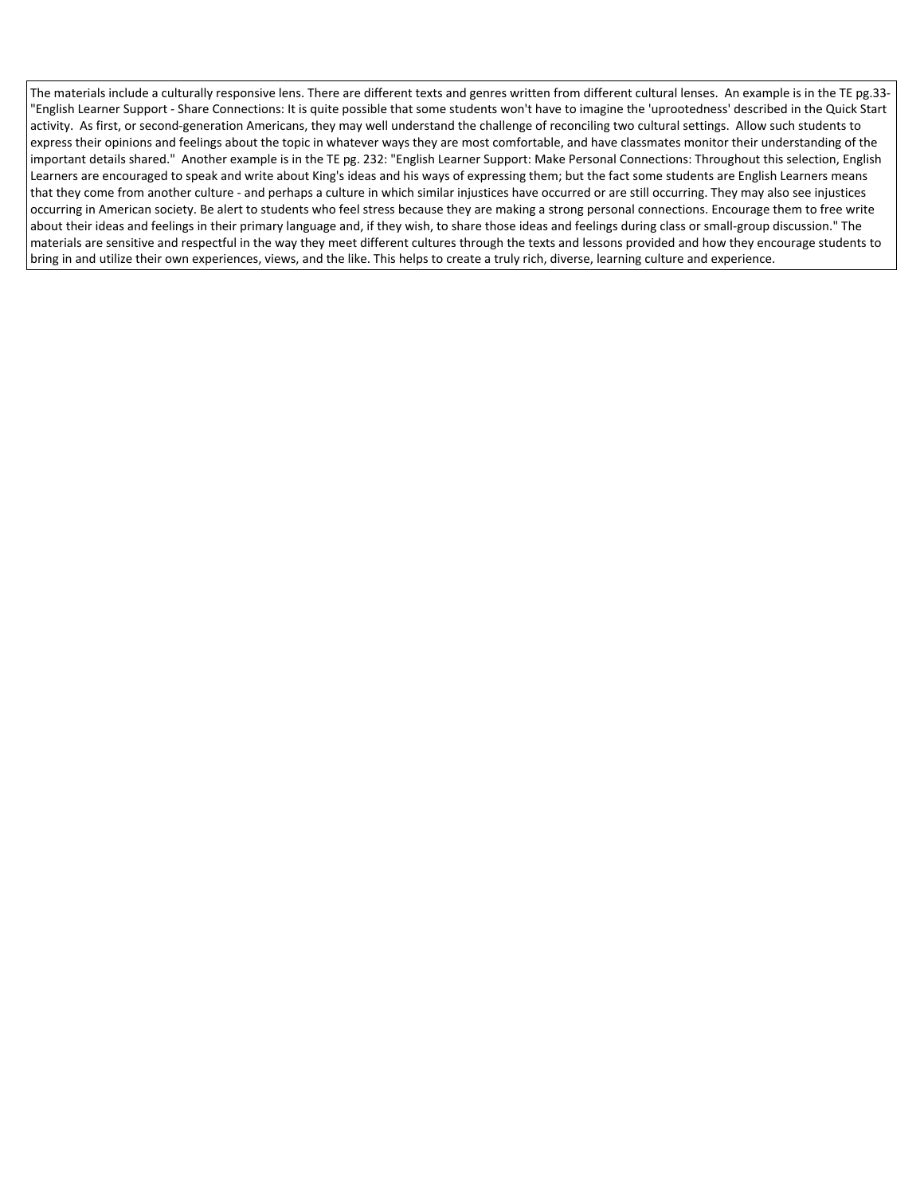The materials include a culturally responsive lens. There are different texts and genres written from different cultural lenses. An example is in the TE pg.33- "English Learner Support - Share Connections: It is quite possible that some students won't have to imagine the 'uprootedness' described in the Quick Start activity. As first, or second-generation Americans, they may well understand the challenge of reconciling two cultural settings. Allow such students to express their opinions and feelings about the topic in whatever ways they are most comfortable, and have classmates monitor their understanding of the important details shared." Another example is in the TE pg. 232: "English Learner Support: Make Personal Connections: Throughout this selection, English Learners are encouraged to speak and write about King's ideas and his ways of expressing them; but the fact some students are English Learners means that they come from another culture - and perhaps a culture in which similar injustices have occurred or are still occurring. They may also see injustices occurring in American society. Be alert to students who feel stress because they are making a strong personal connections. Encourage them to free write about their ideas and feelings in their primary language and, if they wish, to share those ideas and feelings during class or small-group discussion." The materials are sensitive and respectful in the way they meet different cultures through the texts and lessons provided and how they encourage students to bring in and utilize their own experiences, views, and the like. This helps to create a truly rich, diverse, learning culture and experience.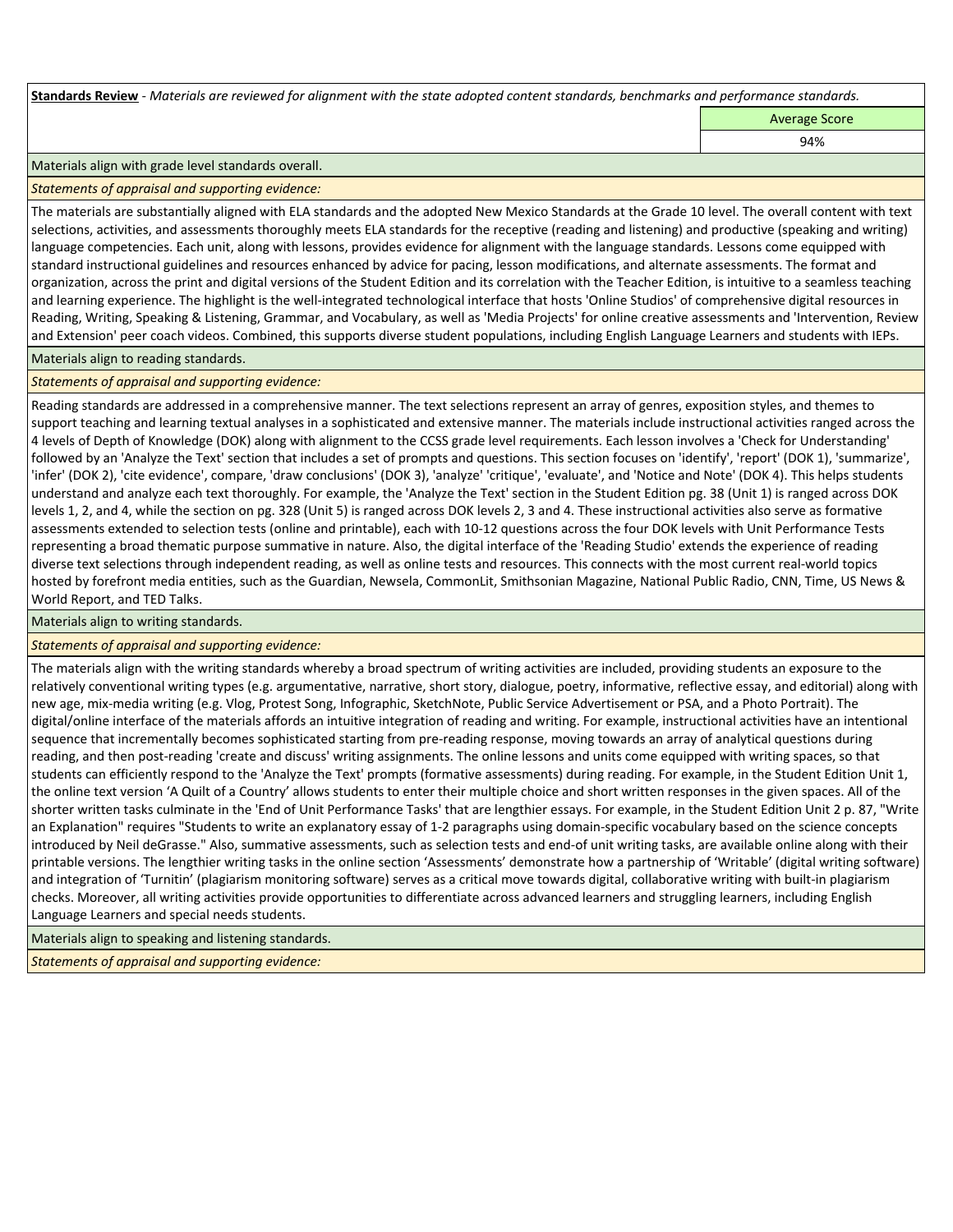**Standards Review** - *Materials are reviewed for alignment with the state adopted content standards, benchmarks and performance standards.*

| | Average Score |
|---|---|
| | 94% |

Materials align with grade level standards overall.

*Statements of appraisal and supporting evidence:*

The materials are substantially aligned with ELA standards and the adopted New Mexico Standards at the Grade 10 level. The overall content with text selections, activities, and assessments thoroughly meets ELA standards for the receptive (reading and listening) and productive (speaking and writing) language competencies. Each unit, along with lessons, provides evidence for alignment with the language standards. Lessons come equipped with standard instructional guidelines and resources enhanced by advice for pacing, lesson modifications, and alternate assessments. The format and organization, across the print and digital versions of the Student Edition and its correlation with the Teacher Edition, is intuitive to a seamless teaching and learning experience. The highlight is the well-integrated technological interface that hosts 'Online Studios' of comprehensive digital resources in Reading, Writing, Speaking & Listening, Grammar, and Vocabulary, as well as 'Media Projects' for online creative assessments and 'Intervention, Review and Extension' peer coach videos. Combined, this supports diverse student populations, including English Language Learners and students with IEPs.

Materials align to reading standards.

*Statements of appraisal and supporting evidence:*

Reading standards are addressed in a comprehensive manner. The text selections represent an array of genres, exposition styles, and themes to support teaching and learning textual analyses in a sophisticated and extensive manner. The materials include instructional activities ranged across the 4 levels of Depth of Knowledge (DOK) along with alignment to the CCSS grade level requirements. Each lesson involves a 'Check for Understanding' followed by an 'Analyze the Text' section that includes a set of prompts and questions. This section focuses on 'identify', 'report' (DOK 1), 'summarize', 'infer' (DOK 2), 'cite evidence', compare, 'draw conclusions' (DOK 3), 'analyze' 'critique', 'evaluate', and 'Notice and Note' (DOK 4). This helps students understand and analyze each text thoroughly. For example, the 'Analyze the Text' section in the Student Edition pg. 38 (Unit 1) is ranged across DOK levels 1, 2, and 4, while the section on pg. 328 (Unit 5) is ranged across DOK levels 2, 3 and 4. These instructional activities also serve as formative assessments extended to selection tests (online and printable), each with 10-12 questions across the four DOK levels with Unit Performance Tests representing a broad thematic purpose summative in nature. Also, the digital interface of the 'Reading Studio' extends the experience of reading diverse text selections through independent reading, as well as online tests and resources. This connects with the most current real-world topics hosted by forefront media entities, such as the Guardian, Newsela, CommonLit, Smithsonian Magazine, National Public Radio, CNN, Time, US News & World Report, and TED Talks.

Materials align to writing standards.

*Statements of appraisal and supporting evidence:*

The materials align with the writing standards whereby a broad spectrum of writing activities are included, providing students an exposure to the relatively conventional writing types (e.g. argumentative, narrative, short story, dialogue, poetry, informative, reflective essay, and editorial) along with new age, mix-media writing (e.g. Vlog, Protest Song, Infographic, SketchNote, Public Service Advertisement or PSA, and a Photo Portrait). The digital/online interface of the materials affords an intuitive integration of reading and writing. For example, instructional activities have an intentional sequence that incrementally becomes sophisticated starting from pre-reading response, moving towards an array of analytical questions during reading, and then post-reading 'create and discuss' writing assignments. The online lessons and units come equipped with writing spaces, so that students can efficiently respond to the 'Analyze the Text' prompts (formative assessments) during reading. For example, in the Student Edition Unit 1, the online text version 'A Quilt of a Country' allows students to enter their multiple choice and short written responses in the given spaces. All of the shorter written tasks culminate in the 'End of Unit Performance Tasks' that are lengthier essays. For example, in the Student Edition Unit 2 p. 87, "Write an Explanation" requires "Students to write an explanatory essay of 1-2 paragraphs using domain-specific vocabulary based on the science concepts introduced by Neil deGrasse." Also, summative assessments, such as selection tests and end-of unit writing tasks, are available online along with their printable versions. The lengthier writing tasks in the online section 'Assessments' demonstrate how a partnership of 'Writable' (digital writing software) and integration of 'Turnitin' (plagiarism monitoring software) serves as a critical move towards digital, collaborative writing with built-in plagiarism checks. Moreover, all writing activities provide opportunities to differentiate across advanced learners and struggling learners, including English Language Learners and special needs students.

Materials align to speaking and listening standards.

*Statements of appraisal and supporting evidence:*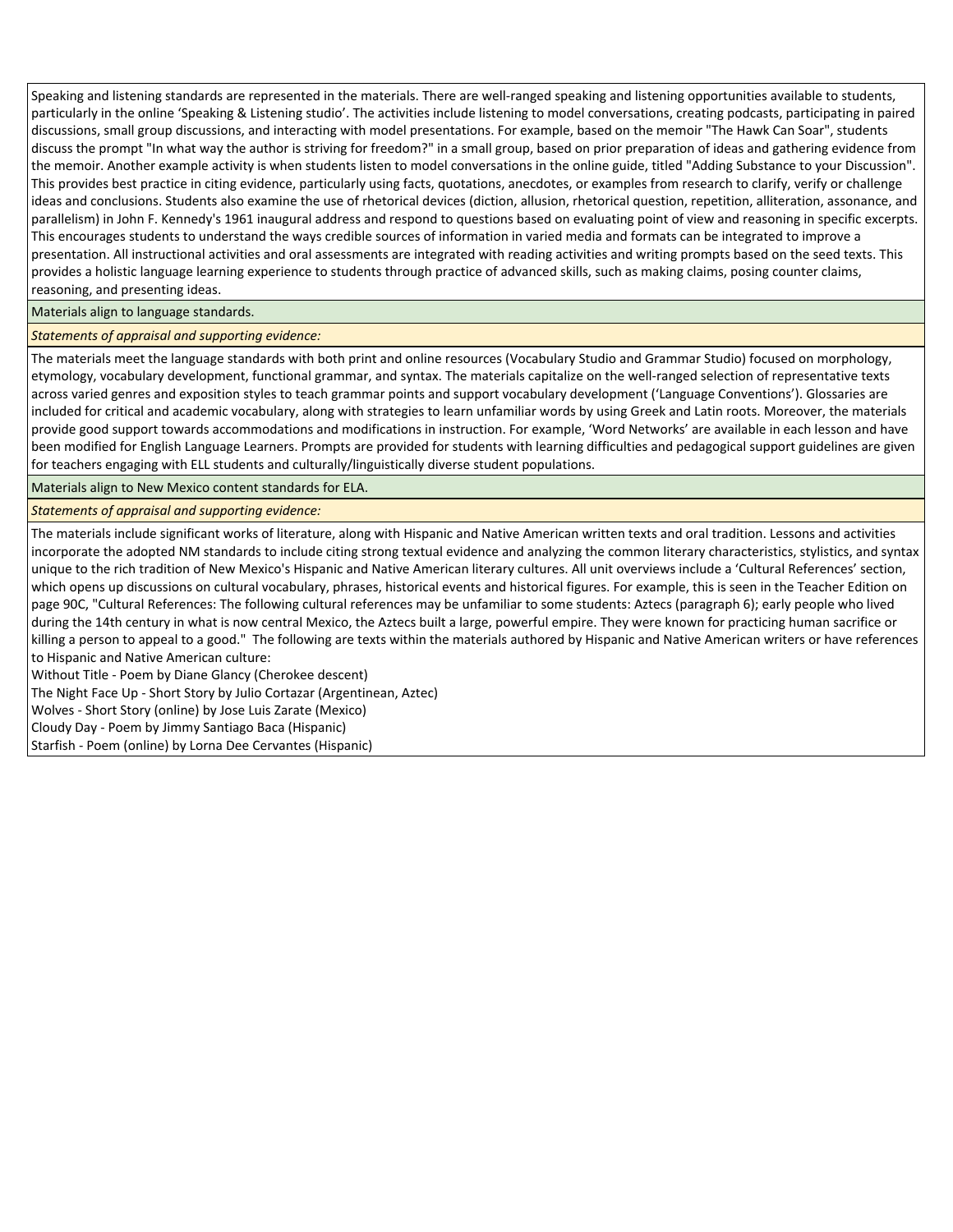Speaking and listening standards are represented in the materials. There are well-ranged speaking and listening opportunities available to students, particularly in the online 'Speaking & Listening studio'. The activities include listening to model conversations, creating podcasts, participating in paired discussions, small group discussions, and interacting with model presentations. For example, based on the memoir "The Hawk Can Soar", students discuss the prompt "In what way the author is striving for freedom?" in a small group, based on prior preparation of ideas and gathering evidence from the memoir. Another example activity is when students listen to model conversations in the online guide, titled "Adding Substance to your Discussion". This provides best practice in citing evidence, particularly using facts, quotations, anecdotes, or examples from research to clarify, verify or challenge ideas and conclusions. Students also examine the use of rhetorical devices (diction, allusion, rhetorical question, repetition, alliteration, assonance, and parallelism) in John F. Kennedy's 1961 inaugural address and respond to questions based on evaluating point of view and reasoning in specific excerpts. This encourages students to understand the ways credible sources of information in varied media and formats can be integrated to improve a presentation. All instructional activities and oral assessments are integrated with reading activities and writing prompts based on the seed texts. This provides a holistic language learning experience to students through practice of advanced skills, such as making claims, posing counter claims, reasoning, and presenting ideas.

Materials align to language standards.

*Statements of appraisal and supporting evidence:*

The materials meet the language standards with both print and online resources (Vocabulary Studio and Grammar Studio) focused on morphology, etymology, vocabulary development, functional grammar, and syntax. The materials capitalize on the well-ranged selection of representative texts across varied genres and exposition styles to teach grammar points and support vocabulary development ('Language Conventions'). Glossaries are included for critical and academic vocabulary, along with strategies to learn unfamiliar words by using Greek and Latin roots. Moreover, the materials provide good support towards accommodations and modifications in instruction. For example, 'Word Networks' are available in each lesson and have been modified for English Language Learners. Prompts are provided for students with learning difficulties and pedagogical support guidelines are given for teachers engaging with ELL students and culturally/linguistically diverse student populations.

Materials align to New Mexico content standards for ELA.

*Statements of appraisal and supporting evidence:*

The materials include significant works of literature, along with Hispanic and Native American written texts and oral tradition. Lessons and activities incorporate the adopted NM standards to include citing strong textual evidence and analyzing the common literary characteristics, stylistics, and syntax unique to the rich tradition of New Mexico's Hispanic and Native American literary cultures. All unit overviews include a 'Cultural References' section, which opens up discussions on cultural vocabulary, phrases, historical events and historical figures. For example, this is seen in the Teacher Edition on page 90C, "Cultural References: The following cultural references may be unfamiliar to some students: Aztecs (paragraph 6); early people who lived during the 14th century in what is now central Mexico, the Aztecs built a large, powerful empire. They were known for practicing human sacrifice or killing a person to appeal to a good." The following are texts within the materials authored by Hispanic and Native American writers or have references to Hispanic and Native American culture:

Without Title - Poem by Diane Glancy (Cherokee descent)
The Night Face Up - Short Story by Julio Cortazar (Argentinean, Aztec)
Wolves - Short Story (online) by Jose Luis Zarate (Mexico)
Cloudy Day - Poem by Jimmy Santiago Baca (Hispanic)
Starfish - Poem (online) by Lorna Dee Cervantes (Hispanic)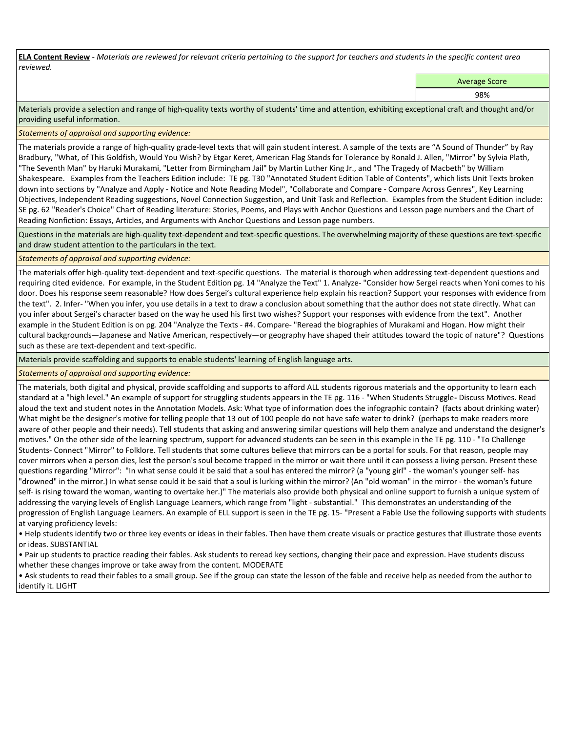**ELA Content Review** - *Materials are reviewed for relevant criteria pertaining to the support for teachers and students in the specific content area reviewed.*

| | Average Score |
|---|---|
| | 98% |

Materials provide a selection and range of high-quality texts worthy of students' time and attention, exhibiting exceptional craft and thought and/or providing useful information.

*Statements of appraisal and supporting evidence:*

The materials provide a range of high-quality grade-level texts that will gain student interest. A sample of the texts are "A Sound of Thunder" by Ray Bradbury, "What, of This Goldfish, Would You Wish? by Etgar Keret, American Flag Stands for Tolerance by Ronald J. Allen, "Mirror" by Sylvia Plath, "The Seventh Man" by Haruki Murakami, "Letter from Birmingham Jail" by Martin Luther King Jr., and "The Tragedy of Macbeth" by William Shakespeare. Examples from the Teachers Edition include: TE pg. T30 "Annotated Student Edition Table of Contents", which lists Unit Texts broken down into sections by "Analyze and Apply - Notice and Note Reading Model", "Collaborate and Compare - Compare Across Genres", Key Learning Objectives, Independent Reading suggestions, Novel Connection Suggestion, and Unit Task and Reflection. Examples from the Student Edition include: SE pg. 62 "Reader's Choice" Chart of Reading literature: Stories, Poems, and Plays with Anchor Questions and Lesson page numbers and the Chart of Reading Nonfiction: Essays, Articles, and Arguments with Anchor Questions and Lesson page numbers.

Questions in the materials are high-quality text-dependent and text-specific questions. The overwhelming majority of these questions are text-specific and draw student attention to the particulars in the text.

*Statements of appraisal and supporting evidence:*

The materials offer high-quality text-dependent and text-specific questions. The material is thorough when addressing text-dependent questions and requiring cited evidence. For example, in the Student Edition pg. 14 "Analyze the Text" 1. Analyze- "Consider how Sergei reacts when Yoni comes to his door. Does his response seem reasonable? How does Sergei's cultural experience help explain his reaction? Support your responses with evidence from the text". 2. Infer- "When you infer, you use details in a text to draw a conclusion about something that the author does not state directly. What can you infer about Sergei's character based on the way he used his first two wishes? Support your responses with evidence from the text". Another example in the Student Edition is on pg. 204 "Analyze the Texts - #4. Compare- "Reread the biographies of Murakami and Hogan. How might their cultural backgrounds—Japanese and Native American, respectively—or geography have shaped their attitudes toward the topic of nature"? Questions such as these are text-dependent and text-specific.

Materials provide scaffolding and supports to enable students' learning of English language arts.

*Statements of appraisal and supporting evidence:*

The materials, both digital and physical, provide scaffolding and supports to afford ALL students rigorous materials and the opportunity to learn each standard at a "high level." An example of support for struggling students appears in the TE pg. 116 - "When Students Struggle- Discuss Motives. Read aloud the text and student notes in the Annotation Models. Ask: What type of information does the infographic contain? (facts about drinking water) What might be the designer's motive for telling people that 13 out of 100 people do not have safe water to drink? (perhaps to make readers more aware of other people and their needs). Tell students that asking and answering similar questions will help them analyze and understand the designer's motives." On the other side of the learning spectrum, support for advanced students can be seen in this example in the TE pg. 110 - "To Challenge Students- Connect "Mirror" to Folklore. Tell students that some cultures believe that mirrors can be a portal for souls. For that reason, people may cover mirrors when a person dies, lest the person's soul become trapped in the mirror or wait there until it can possess a living person. Present these questions regarding "Mirror": "In what sense could it be said that a soul has entered the mirror? (a "young girl" - the woman's younger self- has "drowned" in the mirror.) In what sense could it be said that a soul is lurking within the mirror? (An "old woman" in the mirror - the woman's future self- is rising toward the woman, wanting to overtake her.)" The materials also provide both physical and online support to furnish a unique system of addressing the varying levels of English Language Learners, which range from "light - substantial." This demonstrates an understanding of the progression of English Language Learners. An example of ELL support is seen in the TE pg. 15- "Present a Fable Use the following supports with students at varying proficiency levels:

- Help students identify two or three key events or ideas in their fables. Then have them create visuals or practice gestures that illustrate those events or ideas. SUBSTANTIAL
- Pair up students to practice reading their fables. Ask students to reread key sections, changing their pace and expression. Have students discuss whether these changes improve or take away from the content. MODERATE
- Ask students to read their fables to a small group. See if the group can state the lesson of the fable and receive help as needed from the author to identify it. LIGHT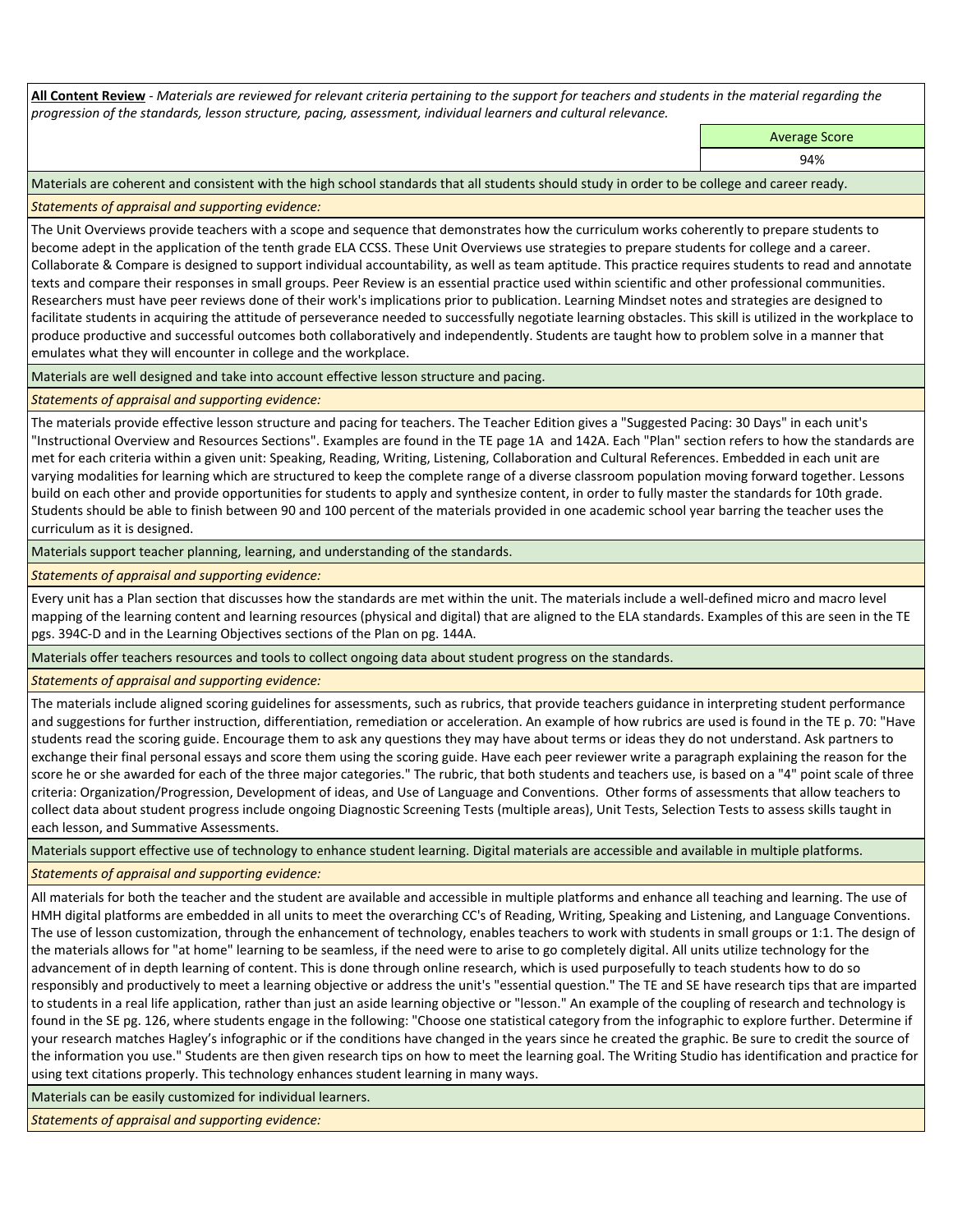**All Content Review** - *Materials are reviewed for relevant criteria pertaining to the support for teachers and students in the material regarding the progression of the standards, lesson structure, pacing, assessment, individual learners and cultural relevance.*

| | Average Score |
|---|---|
| | 94% |

Materials are coherent and consistent with the high school standards that all students should study in order to be college and career ready.

*Statements of appraisal and supporting evidence:*

The Unit Overviews provide teachers with a scope and sequence that demonstrates how the curriculum works coherently to prepare students to become adept in the application of the tenth grade ELA CCSS. These Unit Overviews use strategies to prepare students for college and a career. Collaborate & Compare is designed to support individual accountability, as well as team aptitude. This practice requires students to read and annotate texts and compare their responses in small groups. Peer Review is an essential practice used within scientific and other professional communities. Researchers must have peer reviews done of their work's implications prior to publication. Learning Mindset notes and strategies are designed to facilitate students in acquiring the attitude of perseverance needed to successfully negotiate learning obstacles. This skill is utilized in the workplace to produce productive and successful outcomes both collaboratively and independently. Students are taught how to problem solve in a manner that emulates what they will encounter in college and the workplace.

Materials are well designed and take into account effective lesson structure and pacing.

*Statements of appraisal and supporting evidence:*

The materials provide effective lesson structure and pacing for teachers. The Teacher Edition gives a "Suggested Pacing: 30 Days" in each unit's "Instructional Overview and Resources Sections". Examples are found in the TE page 1A and 142A. Each "Plan" section refers to how the standards are met for each criteria within a given unit: Speaking, Reading, Writing, Listening, Collaboration and Cultural References. Embedded in each unit are varying modalities for learning which are structured to keep the complete range of a diverse classroom population moving forward together. Lessons build on each other and provide opportunities for students to apply and synthesize content, in order to fully master the standards for 10th grade. Students should be able to finish between 90 and 100 percent of the materials provided in one academic school year barring the teacher uses the curriculum as it is designed.

Materials support teacher planning, learning, and understanding of the standards.

*Statements of appraisal and supporting evidence:*

Every unit has a Plan section that discusses how the standards are met within the unit. The materials include a well-defined micro and macro level mapping of the learning content and learning resources (physical and digital) that are aligned to the ELA standards. Examples of this are seen in the TE pgs. 394C-D and in the Learning Objectives sections of the Plan on pg. 144A.

Materials offer teachers resources and tools to collect ongoing data about student progress on the standards.

*Statements of appraisal and supporting evidence:*

The materials include aligned scoring guidelines for assessments, such as rubrics, that provide teachers guidance in interpreting student performance and suggestions for further instruction, differentiation, remediation or acceleration. An example of how rubrics are used is found in the TE p. 70: "Have students read the scoring guide. Encourage them to ask any questions they may have about terms or ideas they do not understand. Ask partners to exchange their final personal essays and score them using the scoring guide. Have each peer reviewer write a paragraph explaining the reason for the score he or she awarded for each of the three major categories." The rubric, that both students and teachers use, is based on a "4" point scale of three criteria: Organization/Progression, Development of ideas, and Use of Language and Conventions. Other forms of assessments that allow teachers to collect data about student progress include ongoing Diagnostic Screening Tests (multiple areas), Unit Tests, Selection Tests to assess skills taught in each lesson, and Summative Assessments.

Materials support effective use of technology to enhance student learning. Digital materials are accessible and available in multiple platforms.

*Statements of appraisal and supporting evidence:*

All materials for both the teacher and the student are available and accessible in multiple platforms and enhance all teaching and learning. The use of HMH digital platforms are embedded in all units to meet the overarching CC's of Reading, Writing, Speaking and Listening, and Language Conventions. The use of lesson customization, through the enhancement of technology, enables teachers to work with students in small groups or 1:1. The design of the materials allows for "at home" learning to be seamless, if the need were to arise to go completely digital. All units utilize technology for the advancement of in depth learning of content. This is done through online research, which is used purposefully to teach students how to do so responsibly and productively to meet a learning objective or address the unit's "essential question." The TE and SE have research tips that are imparted to students in a real life application, rather than just an aside learning objective or "lesson." An example of the coupling of research and technology is found in the SE pg. 126, where students engage in the following: "Choose one statistical category from the infographic to explore further. Determine if your research matches Hagley's infographic or if the conditions have changed in the years since he created the graphic. Be sure to credit the source of the information you use." Students are then given research tips on how to meet the learning goal. The Writing Studio has identification and practice for using text citations properly. This technology enhances student learning in many ways.

Materials can be easily customized for individual learners.

*Statements of appraisal and supporting evidence:*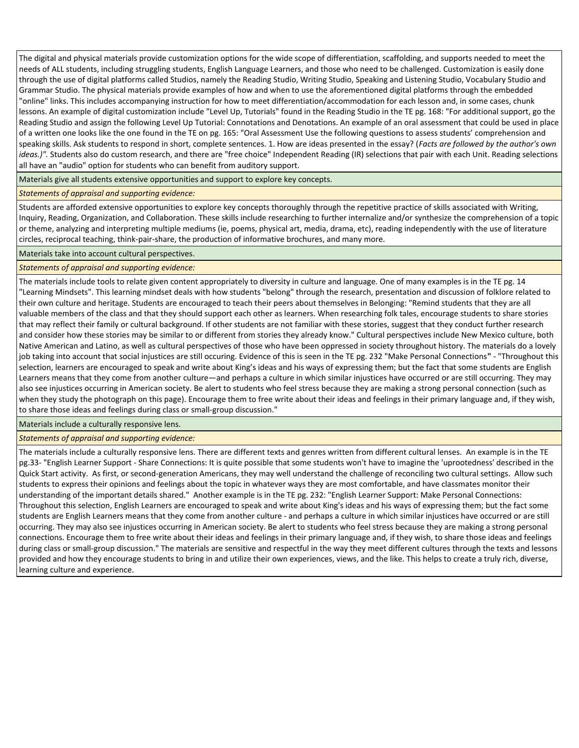The digital and physical materials provide customization options for the wide scope of differentiation, scaffolding, and supports needed to meet the needs of ALL students, including struggling students, English Language Learners, and those who need to be challenged. Customization is easily done through the use of digital platforms called Studios, namely the Reading Studio, Writing Studio, Speaking and Listening Studio, Vocabulary Studio and Grammar Studio. The physical materials provide examples of how and when to use the aforementioned digital platforms through the embedded "online" links. This includes accompanying instruction for how to meet differentiation/accommodation for each lesson and, in some cases, chunk lessons. An example of digital customization include "Level Up, Tutorials" found in the Reading Studio in the TE pg. 168: "For additional support, go the Reading Studio and assign the following Level Up Tutorial: Connotations and Denotations. An example of an oral assessment that could be used in place of a written one looks like the one found in the TE on pg. 165: "Oral Assessment Use the following questions to assess students' comprehension and speaking skills. Ask students to respond in short, complete sentences. 1. How are ideas presented in the essay? (*Facts are followed by the author's own ideas.)".* Students also do custom research, and there are "free choice" Independent Reading (IR) selections that pair with each Unit. Reading selections all have an "audio" option for students who can benefit from auditory support.

Materials give all students extensive opportunities and support to explore key concepts.

*Statements of appraisal and supporting evidence:*

Students are afforded extensive opportunities to explore key concepts thoroughly through the repetitive practice of skills associated with Writing, Inquiry, Reading, Organization, and Collaboration. These skills include researching to further internalize and/or synthesize the comprehension of a topic or theme, analyzing and interpreting multiple mediums (ie, poems, physical art, media, drama, etc), reading independently with the use of literature circles, reciprocal teaching, think-pair-share, the production of informative brochures, and many more.

Materials take into account cultural perspectives.

*Statements of appraisal and supporting evidence:*

The materials include tools to relate given content appropriately to diversity in culture and language. One of many examples is in the TE pg. 14 "Learning Mindsets". This learning mindset deals with how students "belong" through the research, presentation and discussion of folklore related to their own culture and heritage. Students are encouraged to teach their peers about themselves in Belonging: "Remind students that they are all valuable members of the class and that they should support each other as learners. When researching folk tales, encourage students to share stories that may reflect their family or cultural background. If other students are not familiar with these stories, suggest that they conduct further research and consider how these stories may be similar to or different from stories they already know." Cultural perspectives include New Mexico culture, both Native American and Latino, as well as cultural perspectives of those who have been oppressed in society throughout history. The materials do a lovely job taking into account that social injustices are still occuring. Evidence of this is seen in the TE pg. 232 "Make Personal Connections" - "Throughout this selection, learners are encouraged to speak and write about King's ideas and his ways of expressing them; but the fact that some students are English Learners means that they come from another culture—and perhaps a culture in which similar injustices have occurred or are still occurring. They may also see injustices occurring in American society. Be alert to students who feel stress because they are making a strong personal connection (such as when they study the photograph on this page). Encourage them to free write about their ideas and feelings in their primary language and, if they wish, to share those ideas and feelings during class or small-group discussion."

Materials include a culturally responsive lens.

*Statements of appraisal and supporting evidence:*

The materials include a culturally responsive lens. There are different texts and genres written from different cultural lenses. An example is in the TE pg.33- "English Learner Support - Share Connections: It is quite possible that some students won't have to imagine the 'uprootedness' described in the Quick Start activity. As first, or second-generation Americans, they may well understand the challenge of reconciling two cultural settings. Allow such students to express their opinions and feelings about the topic in whatever ways they are most comfortable, and have classmates monitor their understanding of the important details shared." Another example is in the TE pg. 232: "English Learner Support: Make Personal Connections: Throughout this selection, English Learners are encouraged to speak and write about King's ideas and his ways of expressing them; but the fact some students are English Learners means that they come from another culture - and perhaps a culture in which similar injustices have occurred or are still occurring. They may also see injustices occurring in American society. Be alert to students who feel stress because they are making a strong personal connections. Encourage them to free write about their ideas and feelings in their primary language and, if they wish, to share those ideas and feelings during class or small-group discussion." The materials are sensitive and respectful in the way they meet different cultures through the texts and lessons provided and how they encourage students to bring in and utilize their own experiences, views, and the like. This helps to create a truly rich, diverse, learning culture and experience.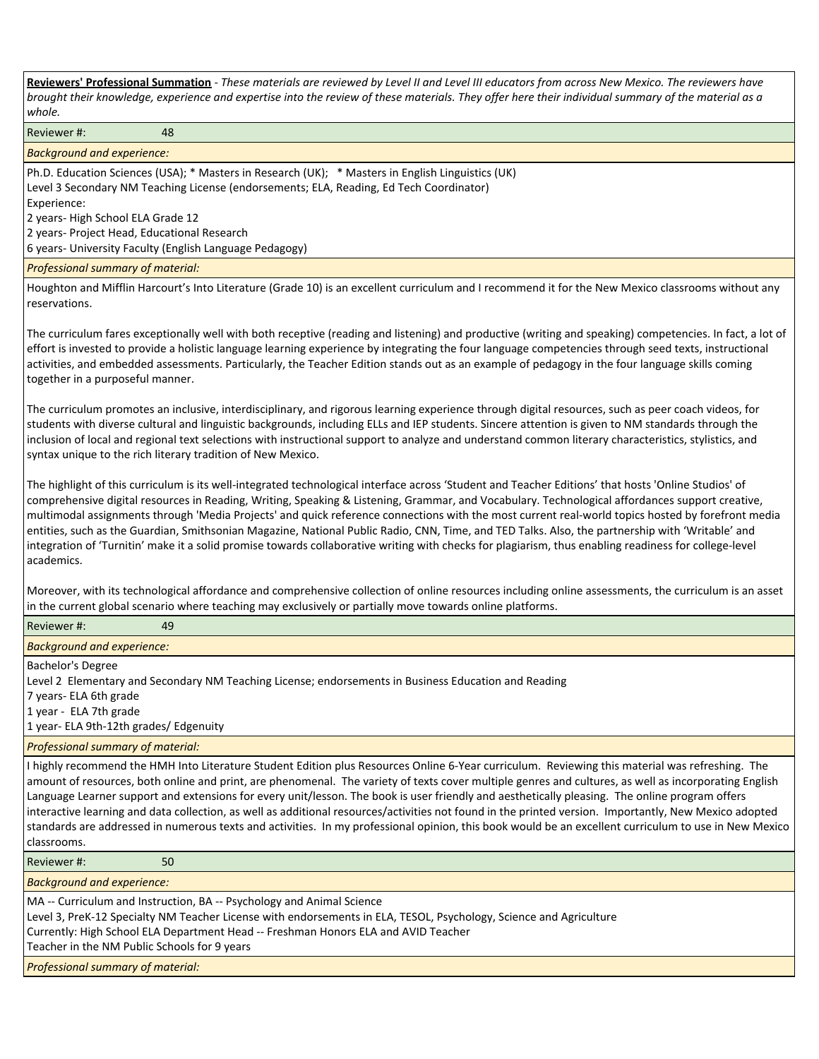**Reviewers' Professional Summation** - *These materials are reviewed by Level II and Level III educators from across New Mexico. The reviewers have brought their knowledge, experience and expertise into the review of these materials. They offer here their individual summary of the material as a whole.*

Reviewer #: 48

*Background and experience:*

Ph.D. Education Sciences (USA); * Masters in Research (UK); * Masters in English Linguistics (UK)
Level 3 Secondary NM Teaching License (endorsements; ELA, Reading, Ed Tech Coordinator)
Experience:
2 years- High School ELA Grade 12
2 years- Project Head, Educational Research
6 years- University Faculty (English Language Pedagogy)

*Professional summary of material:*

Houghton and Mifflin Harcourt's Into Literature (Grade 10) is an excellent curriculum and I recommend it for the New Mexico classrooms without any reservations.

The curriculum fares exceptionally well with both receptive (reading and listening) and productive (writing and speaking) competencies. In fact, a lot of effort is invested to provide a holistic language learning experience by integrating the four language competencies through seed texts, instructional activities, and embedded assessments. Particularly, the Teacher Edition stands out as an example of pedagogy in the four language skills coming together in a purposeful manner.

The curriculum promotes an inclusive, interdisciplinary, and rigorous learning experience through digital resources, such as peer coach videos, for students with diverse cultural and linguistic backgrounds, including ELLs and IEP students. Sincere attention is given to NM standards through the inclusion of local and regional text selections with instructional support to analyze and understand common literary characteristics, stylistics, and syntax unique to the rich literary tradition of New Mexico.

The highlight of this curriculum is its well-integrated technological interface across 'Student and Teacher Editions' that hosts 'Online Studios' of comprehensive digital resources in Reading, Writing, Speaking & Listening, Grammar, and Vocabulary. Technological affordances support creative, multimodal assignments through 'Media Projects' and quick reference connections with the most current real-world topics hosted by forefront media entities, such as the Guardian, Smithsonian Magazine, National Public Radio, CNN, Time, and TED Talks. Also, the partnership with 'Writable' and integration of 'Turnitin' make it a solid promise towards collaborative writing with checks for plagiarism, thus enabling readiness for college-level academics.

Moreover, with its technological affordance and comprehensive collection of online resources including online assessments, the curriculum is an asset in the current global scenario where teaching may exclusively or partially move towards online platforms.

Reviewer #: 49

*Background and experience:*

Bachelor's Degree
Level 2 Elementary and Secondary NM Teaching License; endorsements in Business Education and Reading
7 years- ELA 6th grade
1 year - ELA 7th grade
1 year- ELA 9th-12th grades/ Edgenuity

*Professional summary of material:*

I highly recommend the HMH Into Literature Student Edition plus Resources Online 6-Year curriculum. Reviewing this material was refreshing. The amount of resources, both online and print, are phenomenal. The variety of texts cover multiple genres and cultures, as well as incorporating English Language Learner support and extensions for every unit/lesson. The book is user friendly and aesthetically pleasing. The online program offers interactive learning and data collection, as well as additional resources/activities not found in the printed version. Importantly, New Mexico adopted standards are addressed in numerous texts and activities. In my professional opinion, this book would be an excellent curriculum to use in New Mexico classrooms.

Reviewer #: 50

*Background and experience:*

MA -- Curriculum and Instruction, BA -- Psychology and Animal Science
Level 3, PreK-12 Specialty NM Teacher License with endorsements in ELA, TESOL, Psychology, Science and Agriculture
Currently: High School ELA Department Head -- Freshman Honors ELA and AVID Teacher
Teacher in the NM Public Schools for 9 years

*Professional summary of material:*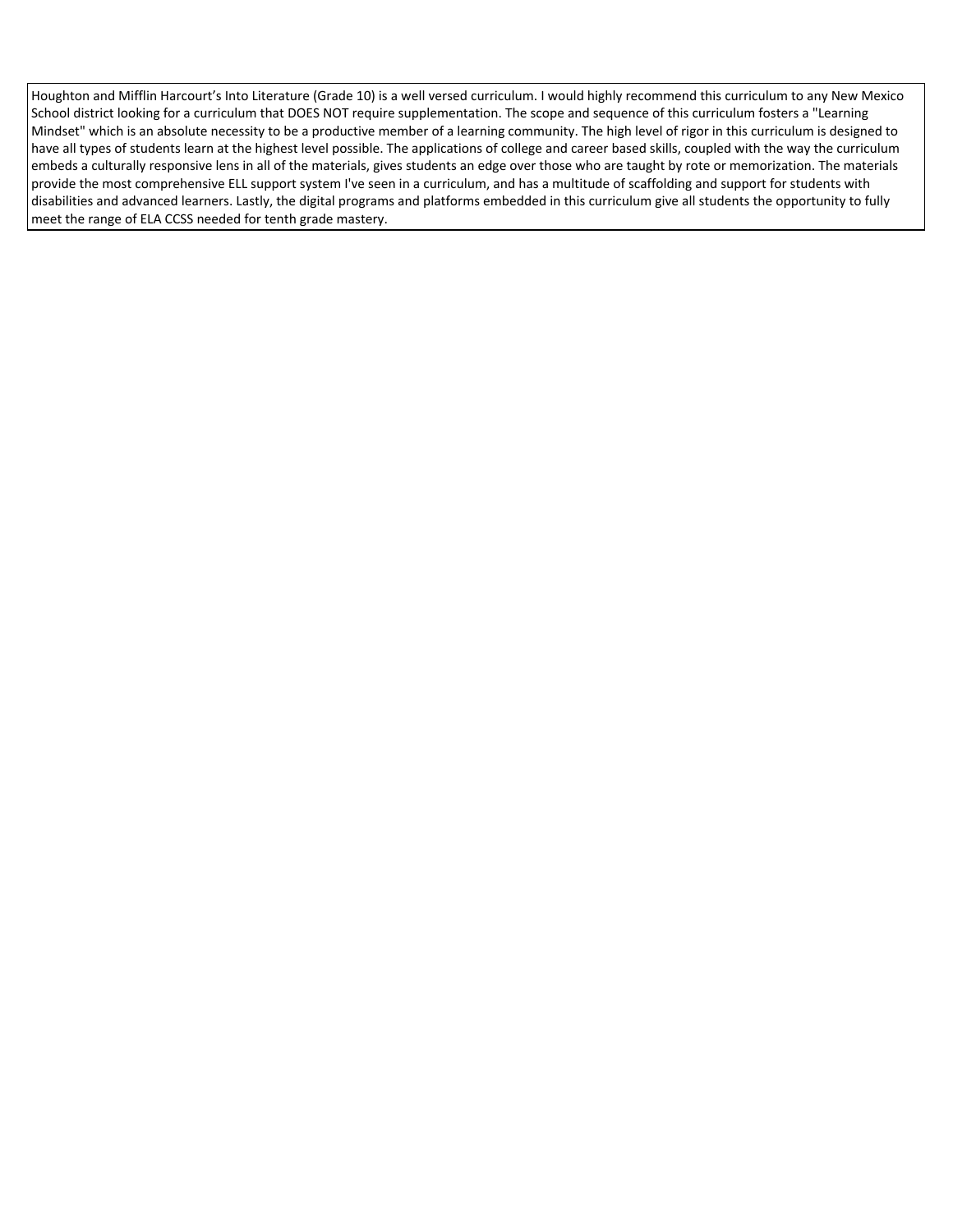Houghton and Mifflin Harcourt's Into Literature (Grade 10) is a well versed curriculum. I would highly recommend this curriculum to any New Mexico School district looking for a curriculum that DOES NOT require supplementation. The scope and sequence of this curriculum fosters a "Learning Mindset" which is an absolute necessity to be a productive member of a learning community. The high level of rigor in this curriculum is designed to have all types of students learn at the highest level possible. The applications of college and career based skills, coupled with the way the curriculum embeds a culturally responsive lens in all of the materials, gives students an edge over those who are taught by rote or memorization. The materials provide the most comprehensive ELL support system I've seen in a curriculum, and has a multitude of scaffolding and support for students with disabilities and advanced learners. Lastly, the digital programs and platforms embedded in this curriculum give all students the opportunity to fully meet the range of ELA CCSS needed for tenth grade mastery.